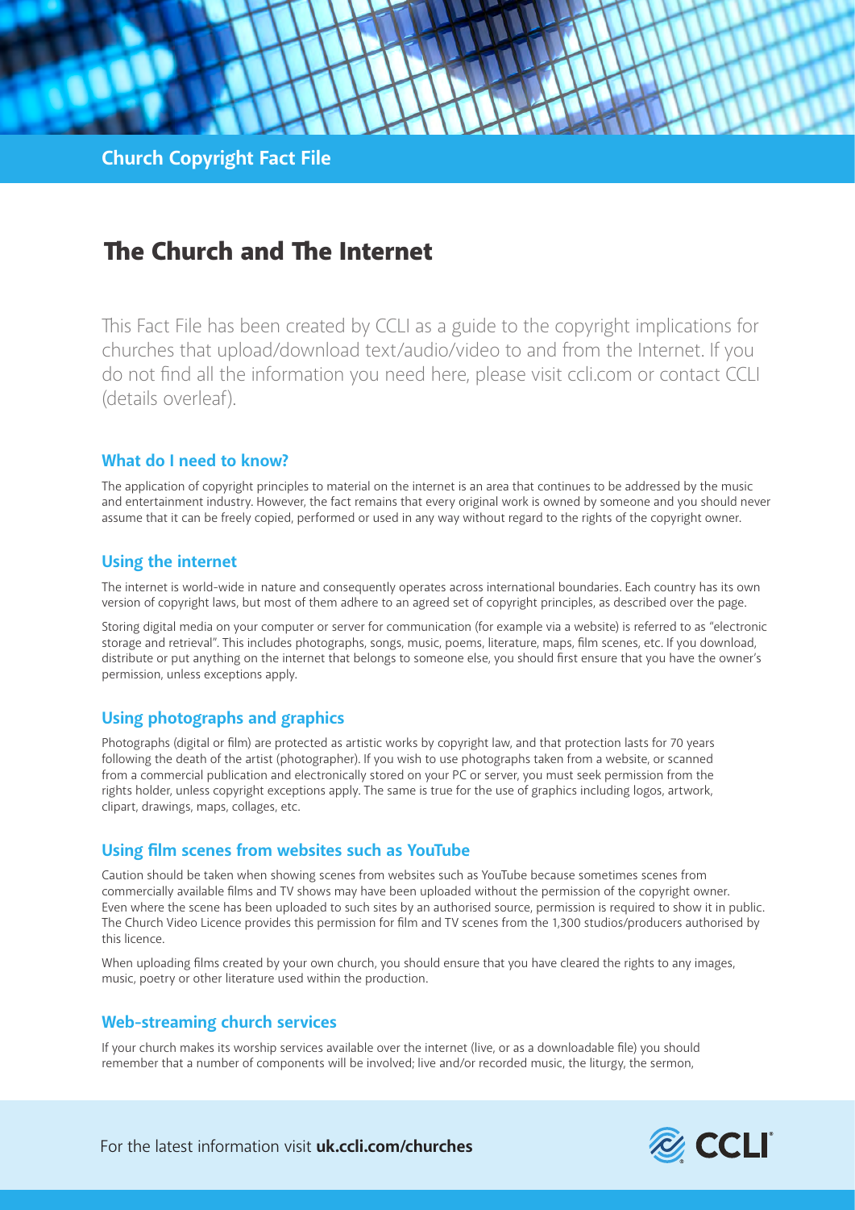Church Copyright Fact File

# The Church and The Internet

This Fact File has been created by CCLI as a guide to the copyright implications for churches that upload/download text/audio/video to and from the Internet. If you do not find all the information you need here, please visit ccli.com or contact CCLI (details overleaf).

## What do I need to know?

The application of copyright principles to material on the internet is an area that continues to be addressed by the music and entertainment industry. However, the fact remains that every original work is owned by someone and you should never assume that it can be freely copied, performed or used in any way without regard to the rights of the copyright owner.

## Using the internet

The internet is world-wide in nature and consequently operates across international boundaries. Each country has its own version of copyright laws, but most of them adhere to an agreed set of copyright principles, as described over the page.

Storing digital media on your computer or server for communication (for example via a website) is referred to as "electronic storage and retrieval". This includes photographs, songs, music, poems, literature, maps, film scenes, etc. If you download, distribute or put anything on the internet that belongs to someone else, you should first ensure that you have the owner's permission, unless exceptions apply.

## Using photographs and graphics

Photographs (digital or film) are protected as artistic works by copyright law, and that protection lasts for 70 years following the death of the artist (photographer). If you wish to use photographs taken from a website, or scanned from a commercial publication and electronically stored on your PC or server, you must seek permission from the rights holder, unless copyright exceptions apply. The same is true for the use of graphics including logos, artwork, clipart, drawings, maps, collages, etc.

## Using film scenes from websites such as YouTube

Caution should be taken when showing scenes from websites such as YouTube because sometimes scenes from commercially available films and TV shows may have been uploaded without the permission of the copyright owner. Even where the scene has been uploaded to such sites by an authorised source, permission is required to show it in public. The Church Video Licence provides this permission for film and TV scenes from the 1,300 studios/producers authorised by this licence.

When uploading films created by your own church, you should ensure that you have cleared the rights to any images, music, poetry or other literature used within the production.

## Web-streaming church services

If your church makes its worship services available over the internet (live, or as a downloadable file) you should remember that a number of components will be involved; live and/or recorded music, the liturgy, the sermon,

For the latest information visit **uk.ccli.com/churches**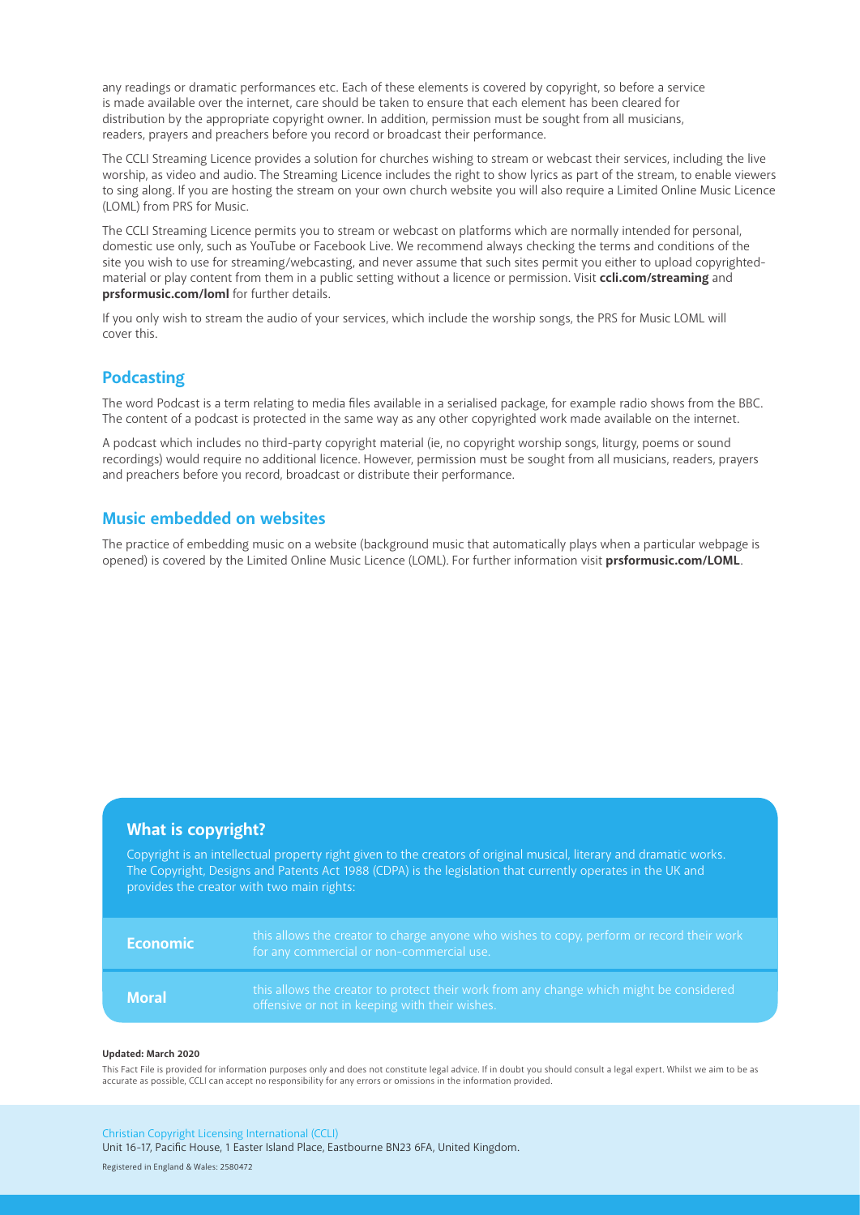any readings or dramatic performances etc. Each of these elements is covered by copyright, so before a service is made available over the internet, care should be taken to ensure that each element has been cleared for distribution by the appropriate copyright owner. In addition, permission must be sought from all musicians, readers, prayers and preachers before you record or broadcast their performance.

The CCLI Streaming Licence provides a solution for churches wishing to stream or webcast their services, including the live worship, as video and audio. The Streaming Licence includes the right to show lyrics as part of the stream, to enable viewers to sing along. If you are hosting the stream on your own church website you will also require a Limited Online Music Licence (LOML) from PRS for Music.

The CCLI Streaming Licence permits you to stream or webcast on platforms which are normally intended for personal, domestic use only, such as YouTube or Facebook Live. We recommend always checking the terms and conditions of the site you wish to use for streaming/webcasting, and never assume that such sites permit you either to upload copyrighted-material or play content from them in a public setting without a licence or permission. Visit **ccli.com/streaming** and **prsformusic.com/loml** for further details.

If you only wish to stream the audio of your services, which include the worship songs, the PRS for Music LOML will cover this.

## Podcasting

The word Podcast is a term relating to media files available in a serialised package, for example radio shows from the BBC. The content of a podcast is protected in the same way as any other copyrighted work made available on the internet.

A podcast which includes no third-party copyright material (ie, no copyright worship songs, liturgy, poems or sound recordings) would require no additional licence. However, permission must be sought from all musicians, readers, prayers and preachers before you record, broadcast or distribute their performance.

## Music embedded on websites

The practice of embedding music on a website (background music that automatically plays when a particular webpage is opened) is covered by the Limited Online Music Licence (LOML). For further information visit **prsformusic.com/LOML**.

## What is copyright?

Copyright is an intellectual property right given to the creators of original musical, literary and dramatic works. The Copyright, Designs and Patents Act 1988 (CDPA) is the legislation that currently operates in the UK and provides the creator with two main rights:

| | |
|---|---|
| **Economic** | this allows the creator to charge anyone who wishes to copy, perform or record their work for any commercial or non-commercial use. |
| **Moral** | this allows the creator to protect their work from any change which might be considered offensive or not in keeping with their wishes. |

**Updated: March 2020**

This Fact File is provided for information purposes only and does not constitute legal advice. If in doubt you should consult a legal expert. Whilst we aim to be as accurate as possible, CCLI can accept no responsibility for any errors or omissions in the information provided.

Christian Copyright Licensing International (CCLI)
Unit 16-17, Pacific House, 1 Easter Island Place, Eastbourne BN23 6FA, United Kingdom.

Registered in England & Wales: 2580472